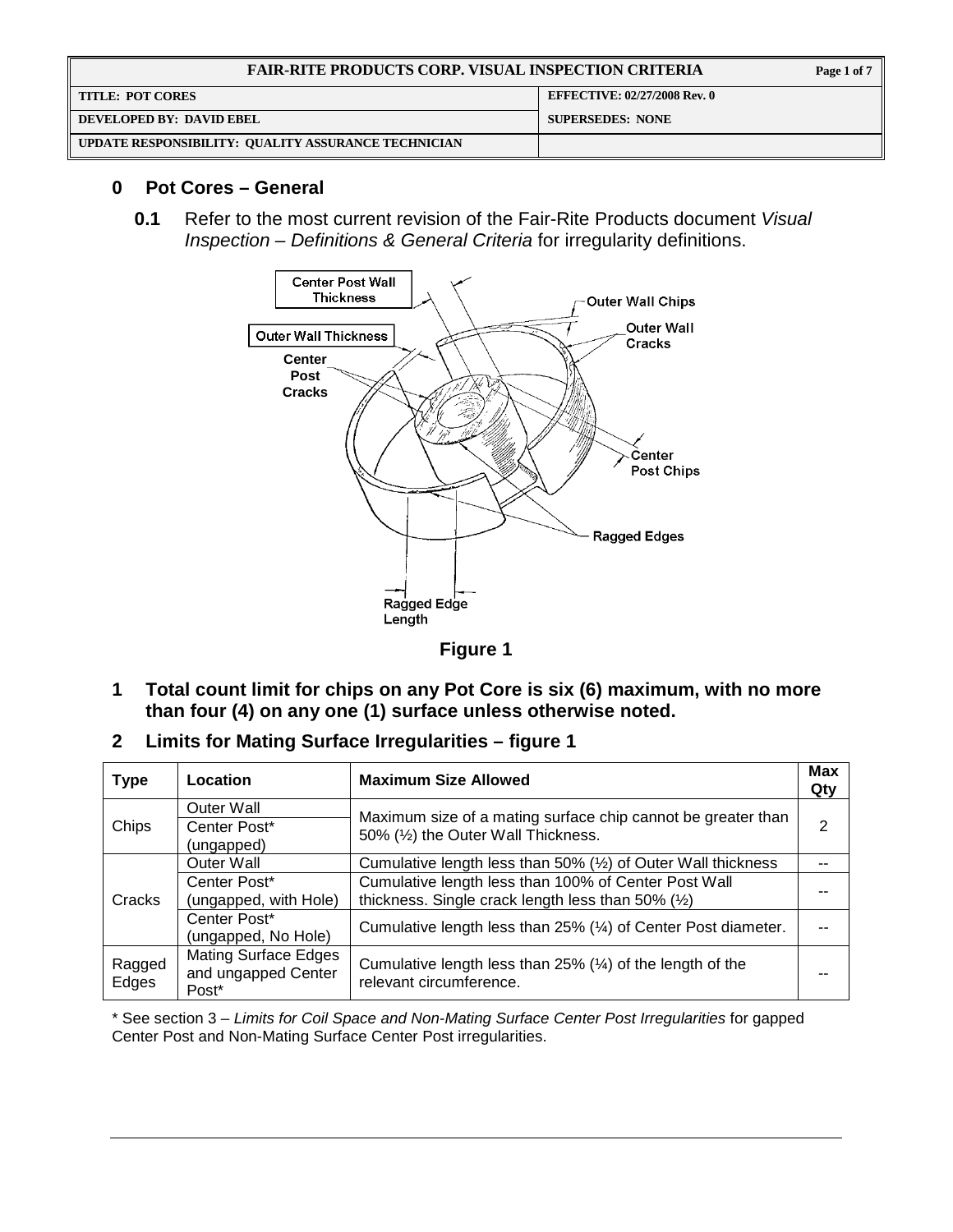| FAIR-RITE PRODUCTS CORP. VISUAL INSPECTION CRITERIA | |
|---|---|
| TITLE: POT CORES | EFFECTIVE: 02/27/2008 Rev. 0 |
| DEVELOPED BY: DAVID EBEL | SUPERSEDES: NONE |
| UPDATE RESPONSIBILITY: QUALITY ASSURANCE TECHNICIAN | |

## 0 Pot Cores – General

**0.1** Refer to the most current revision of the Fair-Rite Products document *Visual Inspection – Definitions & General Criteria* for irregularity definitions.

**Figure 1**

## 1 Total count limit for chips on any Pot Core is six (6) maximum, with no more than four (4) on any one (1) surface unless otherwise noted.

## 2 Limits for Mating Surface Irregularities – figure 1

| Type | Location | Maximum Size Allowed | Max Qty |
|---|---|---|---|
| Chips | Outer Wall | Maximum size of a mating surface chip cannot be greater than 50% (½) the Outer Wall Thickness. | 2 |
| | Center Post* (ungapped) | | |
| Cracks | Outer Wall | Cumulative length less than 50% (½) of Outer Wall thickness | -- |
| | Center Post* (ungapped, with Hole) | Cumulative length less than 100% of Center Post Wall thickness. Single crack length less than 50% (½) | -- |
| | Center Post* (ungapped, No Hole) | Cumulative length less than 25% (¼) of Center Post diameter. | -- |
| Ragged Edges | Mating Surface Edges and ungapped Center Post* | Cumulative length less than 25% (¼) of the length of the relevant circumference. | -- |

\* See section 3 – *Limits for Coil Space and Non-Mating Surface Center Post Irregularities* for gapped Center Post and Non-Mating Surface Center Post irregularities.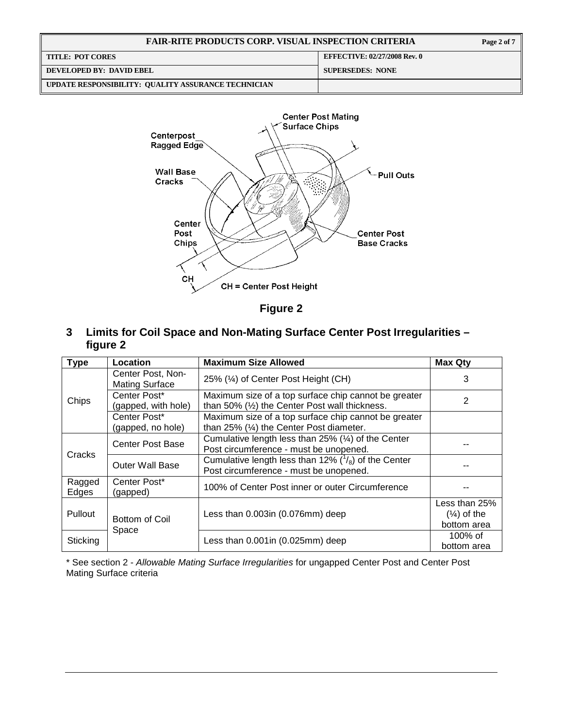| FAIR-RITE PRODUCTS CORP. VISUAL INSPECTION CRITERIA | |
|---|---|
| TITLE: POT CORES | EFFECTIVE: 02/27/2008 Rev. 0 |
| DEVELOPED BY: DAVID EBEL | SUPERSEDES: NONE |
| UPDATE RESPONSIBILITY: QUALITY ASSURANCE TECHNICIAN | |

Center Post Mating Surface Chips
Centerpost Ragged Edge
Wall Base Cracks
Pull Outs
Center Post Chips
Center Post Base Cracks
CH
CH = Center Post Height

**Figure 2**

## 3 Limits for Coil Space and Non-Mating Surface Center Post Irregularities – figure 2

| Type | Location | Maximum Size Allowed | Max Qty |
|---|---|---|---|
| Chips | Center Post, Non-Mating Surface | 25% (¼) of Center Post Height (CH) | 3 |
| | Center Post* (gapped, with hole) | Maximum size of a top surface chip cannot be greater than 50% (½) the Center Post wall thickness. | 2 |
| | Center Post* (gapped, no hole) | Maximum size of a top surface chip cannot be greater than 25% (¼) the Center Post diameter. | |
| Cracks | Center Post Base | Cumulative length less than 25% (¼) of the Center Post circumference - must be unopened. | -- |
| | Outer Wall Base | Cumulative length less than 12% ($^1/_8$) of the Center Post circumference - must be unopened. | -- |
| Ragged Edges | Center Post* (gapped) | 100% of Center Post inner or outer Circumference | -- |
| Pullout | Bottom of Coil Space | Less than 0.003in (0.076mm) deep | Less than 25% (¼) of the bottom area |
| Sticking | | Less than 0.001in (0.025mm) deep | 100% of bottom area |

\* See section 2 - *Allowable Mating Surface Irregularities* for ungapped Center Post and Center Post Mating Surface criteria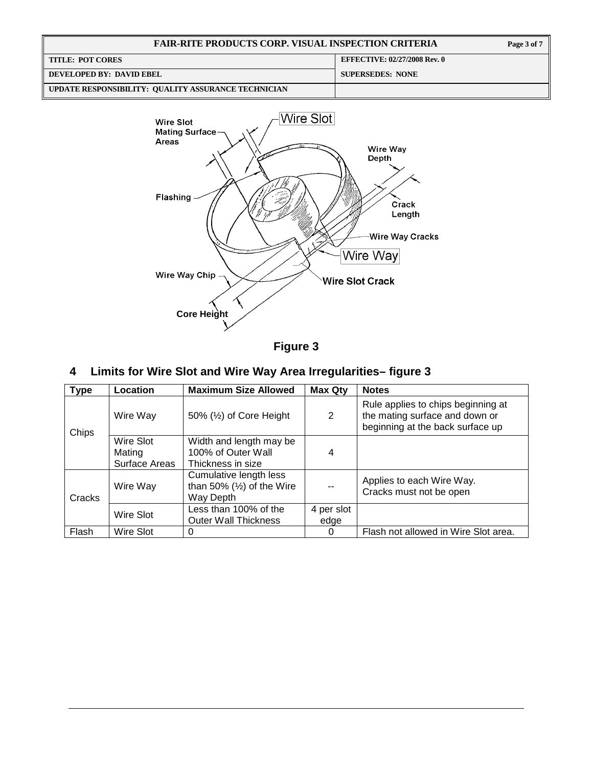Figure 3

## 4 Limits for Wire Slot and Wire Way Area Irregularities– figure 3

| Type | Location | Maximum Size Allowed | Max Qty | Notes |
|---|---|---|---|---|
| Chips | Wire Way | 50% (½) of Core Height | 2 | Rule applies to chips beginning at the mating surface and down or beginning at the back surface up |
| | Wire Slot Mating Surface Areas | Width and length may be 100% of Outer Wall Thickness in size | 4 | |
| Cracks | Wire Way | Cumulative length less than 50% (½) of the Wire Way Depth | -- | Applies to each Wire Way. Cracks must not be open |
| | Wire Slot | Less than 100% of the Outer Wall Thickness | 4 per slot edge | |
| Flash | Wire Slot | 0 | 0 | Flash not allowed in Wire Slot area. |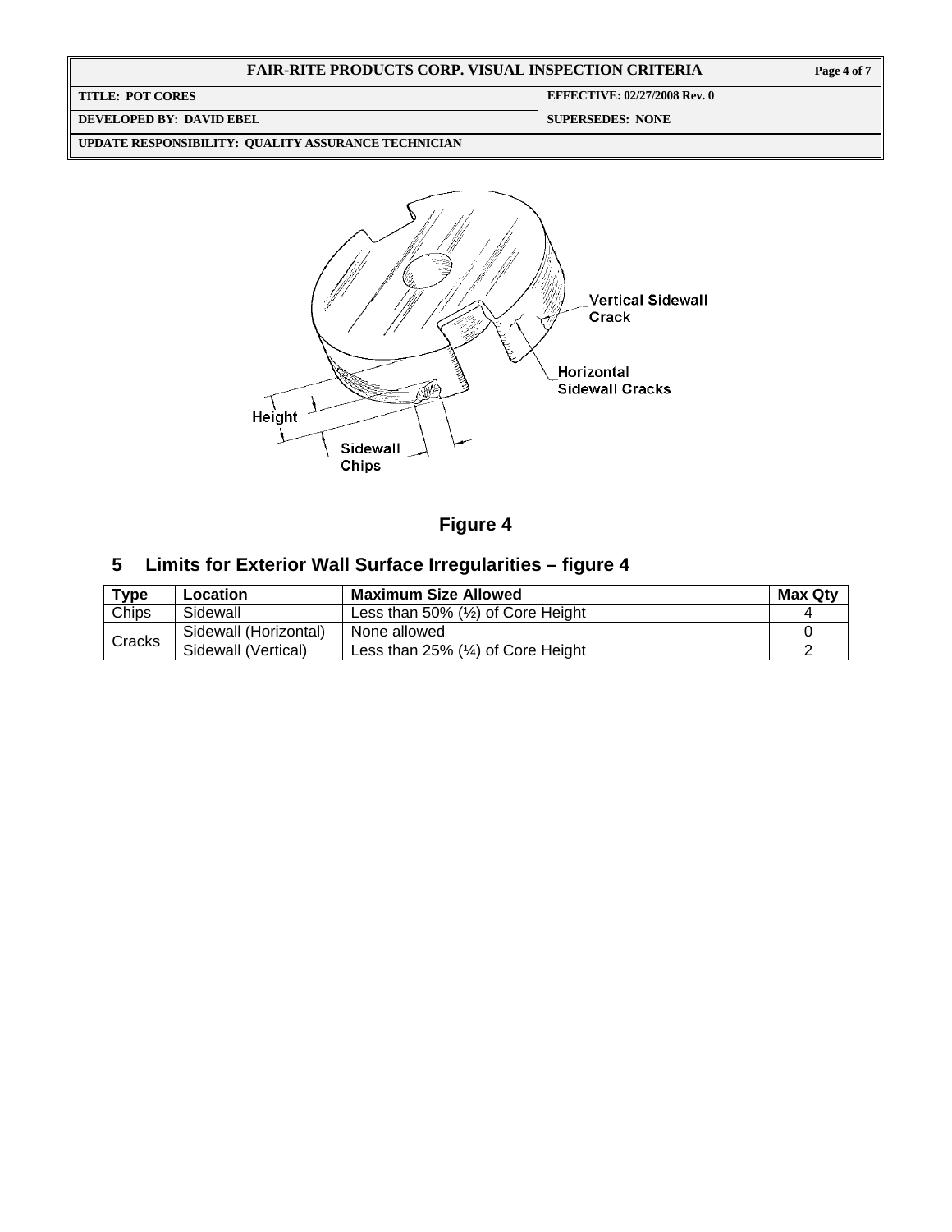Figure 4

## 5 Limits for Exterior Wall Surface Irregularities – figure 4

| Type | Location | Maximum Size Allowed | Max Qty |
|---|---|---|---|
| Chips | Sidewall | Less than 50% (½) of Core Height | 4 |
| Cracks | Sidewall (Horizontal) | None allowed | 0 |
| | Sidewall (Vertical) | Less than 25% (¼) of Core Height | 2 |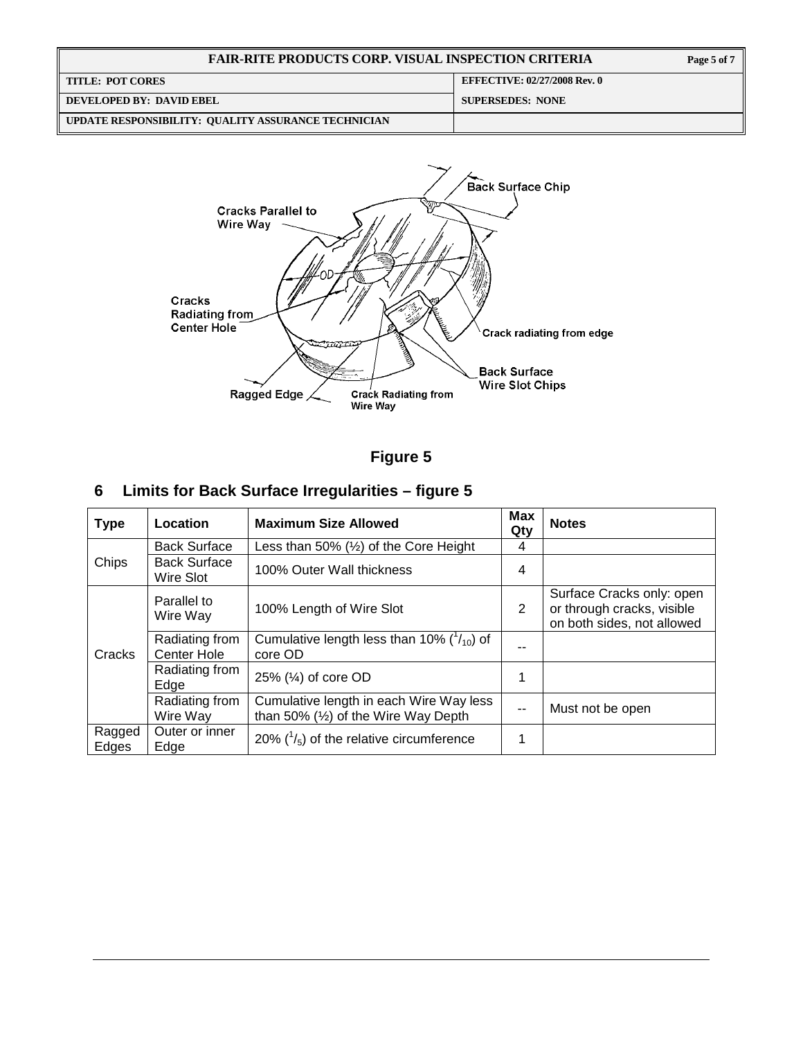Figure 5

## 6 Limits for Back Surface Irregularities – figure 5

| Type | Location | Maximum Size Allowed | Max Qty | Notes |
|---|---|---|---|---|
| Chips | Back Surface | Less than 50% (½) of the Core Height | 4 | |
| | Back Surface Wire Slot | 100% Outer Wall thickness | 4 | |
| Cracks | Parallel to Wire Way | 100% Length of Wire Slot | 2 | Surface Cracks only: open or through cracks, visible on both sides, not allowed |
| | Radiating from Center Hole | Cumulative length less than 10% ($^1/_{10}$) of core OD | -- | |
| | Radiating from Edge | 25% (¼) of core OD | 1 | |
| | Radiating from Wire Way | Cumulative length in each Wire Way less than 50% (½) of the Wire Way Depth | -- | Must not be open |
| Ragged Edges | Outer or inner Edge | 20% ($^1/_5$) of the relative circumference | 1 | |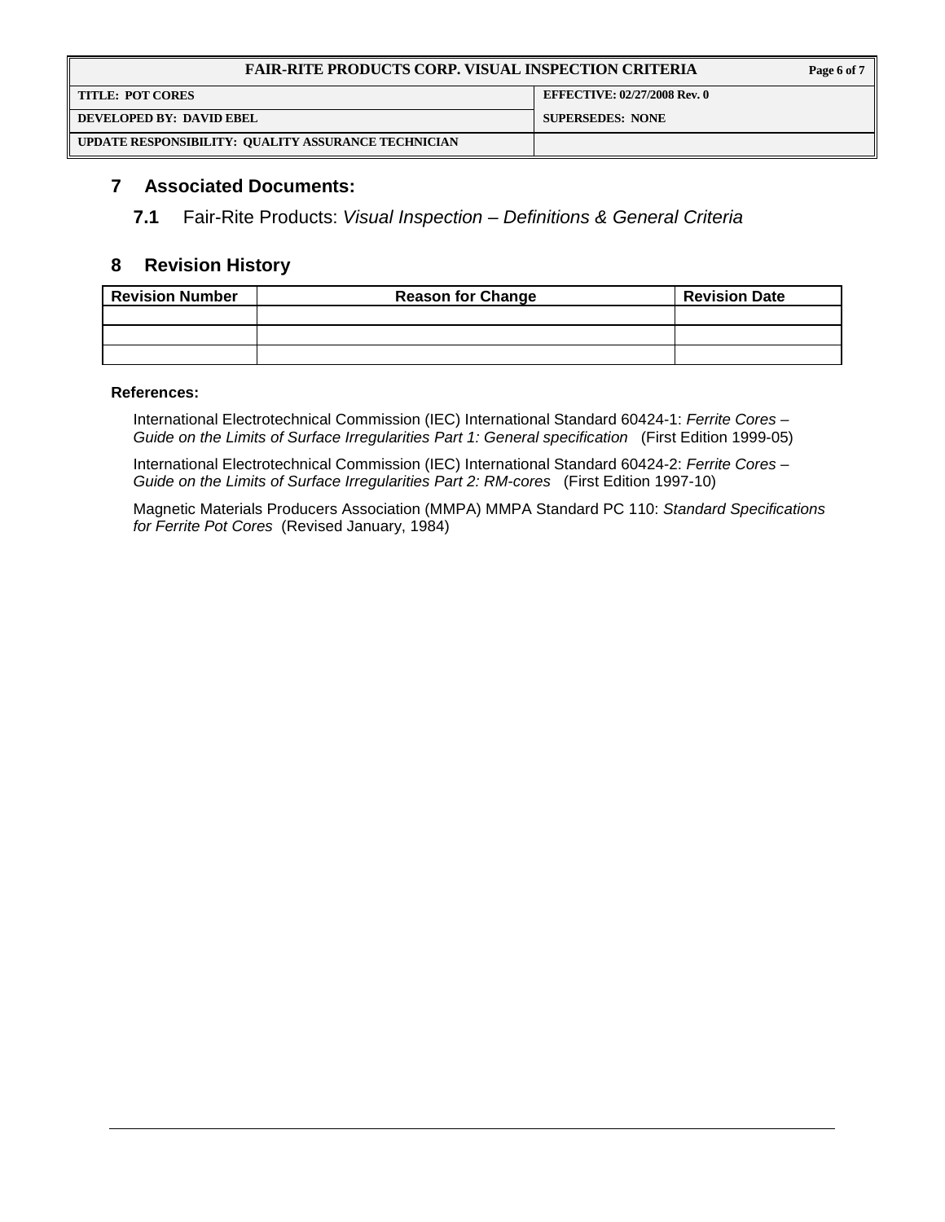## 7 Associated Documents:

**7.1** Fair-Rite Products: *Visual Inspection – Definitions & General Criteria*

## 8 Revision History

| Revision Number | Reason for Change | Revision Date |
|---|---|---|
| | | |
| | | |
| | | |

**References:**

International Electrotechnical Commission (IEC) International Standard 60424-1: *Ferrite Cores – Guide on the Limits of Surface Irregularities Part 1: General specification* (First Edition 1999-05)

International Electrotechnical Commission (IEC) International Standard 60424-2: *Ferrite Cores – Guide on the Limits of Surface Irregularities Part 2: RM-cores* (First Edition 1997-10)

Magnetic Materials Producers Association (MMPA) MMPA Standard PC 110: *Standard Specifications for Ferrite Pot Cores* (Revised January, 1984)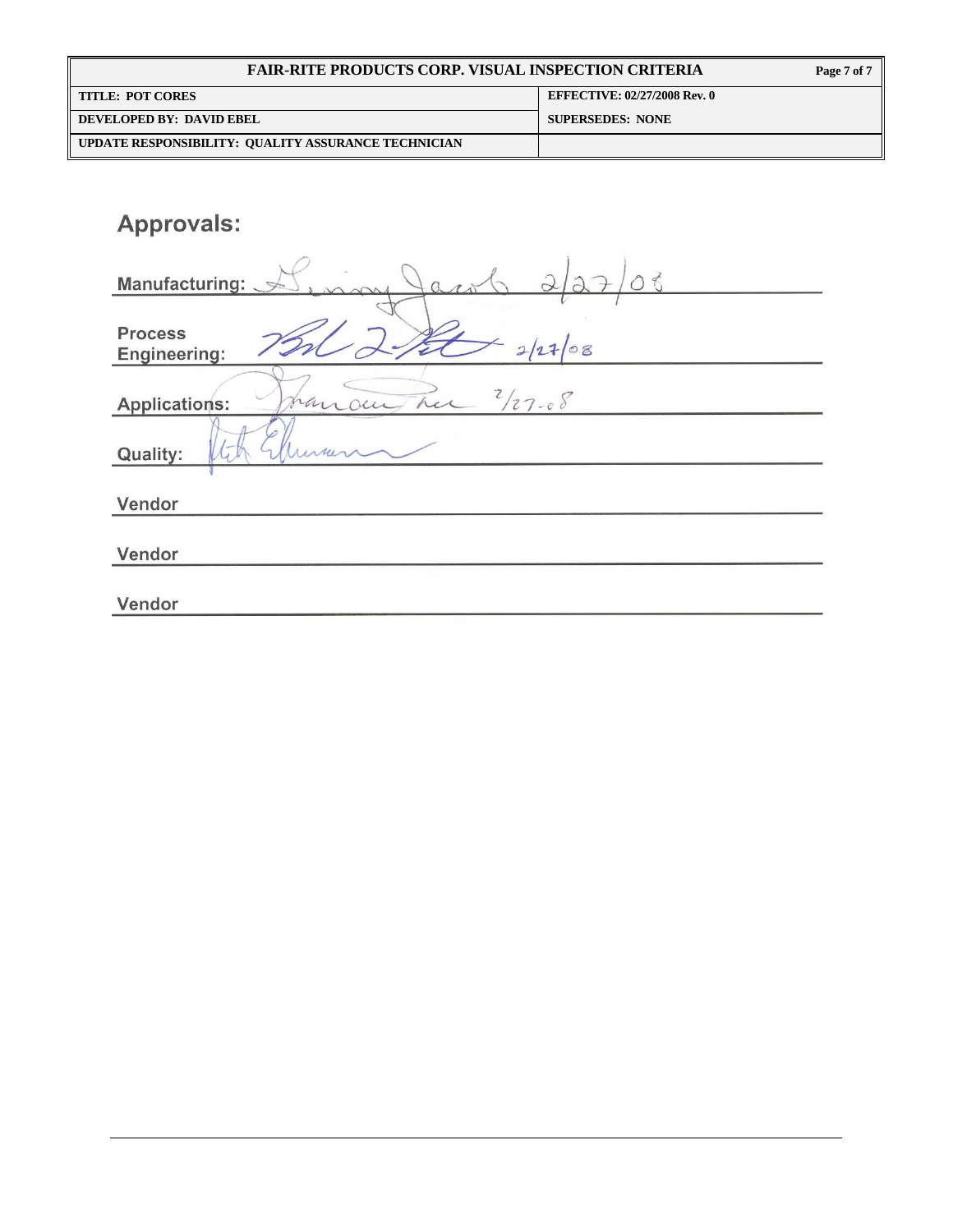| FAIR-RITE PRODUCTS CORP. VISUAL INSPECTION CRITERIA | |
|---|---|
| TITLE: POT CORES | EFFECTIVE: 02/27/2008 Rev. 0 |
| DEVELOPED BY: DAVID EBEL | SUPERSEDES: NONE |
| UPDATE RESPONSIBILITY: QUALITY ASSURANCE TECHNICIAN | |

## Approvals:

Manufacturing: 2/27/08

Process Engineering: 2/27/08

Applications: 2/27-08

Quality:

Vendor

Vendor

Vendor